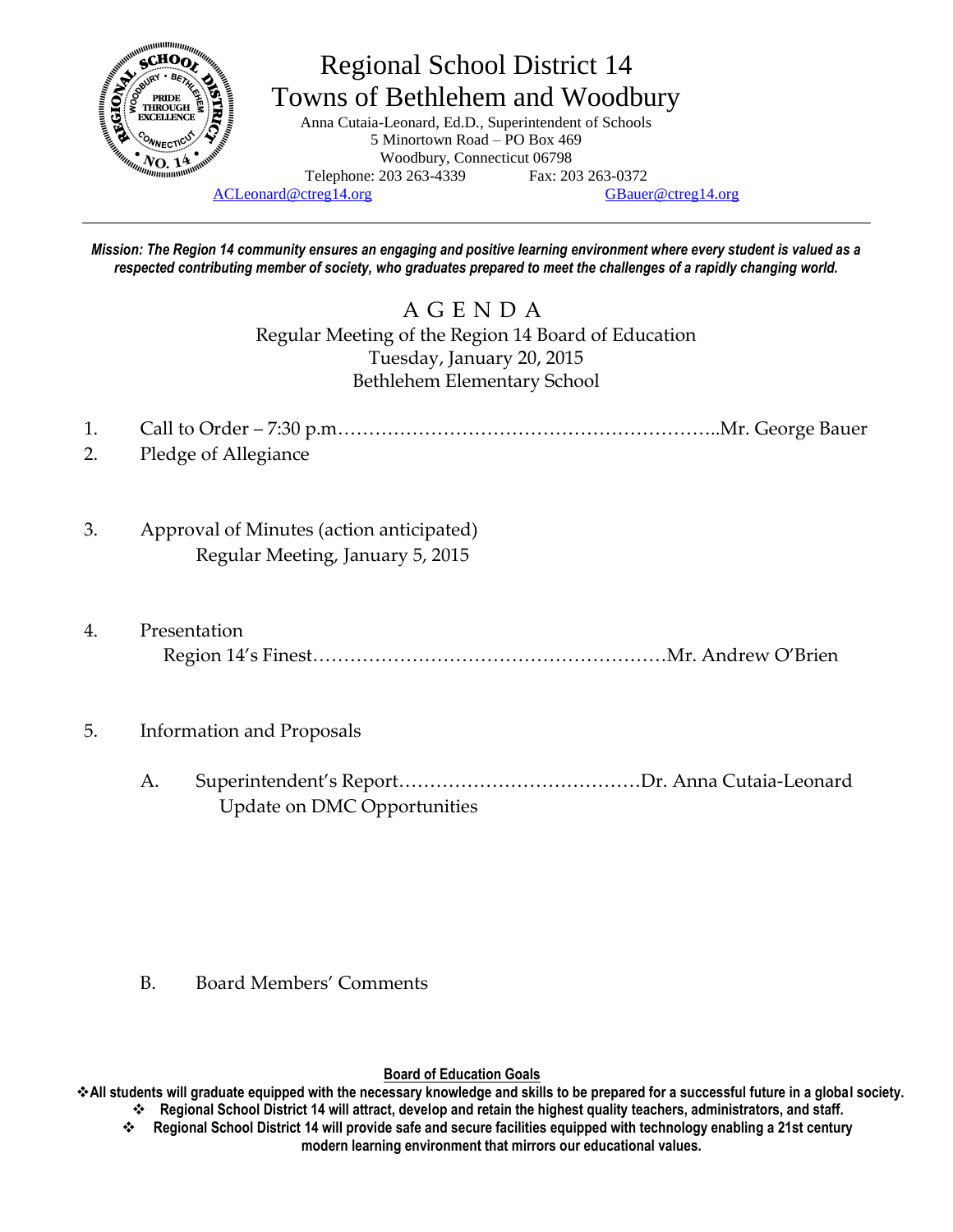# Regional School District 14
## Towns of Bethlehem and Woodbury

Anna Cutaia-Leonard, Ed.D., Superintendent of Schools
5 Minortown Road – PO Box 469
Woodbury, Connecticut 06798
Telephone: 203 263-4339 Fax: 203 263-0372
ACLeonard@ctreg14.org GBauer@ctreg14.org

---

***Mission: The Region 14 community ensures an engaging and positive learning environment where every student is valued as a respected contributing member of society, who graduates prepared to meet the challenges of a rapidly changing world.***

## A G E N D A

Regular Meeting of the Region 14 Board of Education
Tuesday, January 20, 2015
Bethlehem Elementary School

1. Call to Order – 7:30 p.m……………………………………………………..Mr. George Bauer
2. Pledge of Allegiance

3. Approval of Minutes (action anticipated)
   Regular Meeting, January 5, 2015

4. Presentation
   Region 14's Finest…………………………………………………Mr. Andrew O'Brien

5. Information and Proposals

   A. Superintendent's Report…………………………………Dr. Anna Cutaia-Leonard
      Update on DMC Opportunities

   B. Board Members' Comments

**Board of Education Goals**

- **All students will graduate equipped with the necessary knowledge and skills to be prepared for a successful future in a global society.**
- **Regional School District 14 will attract, develop and retain the highest quality teachers, administrators, and staff.**
- **Regional School District 14 will provide safe and secure facilities equipped with technology enabling a 21st century modern learning environment that mirrors our educational values.**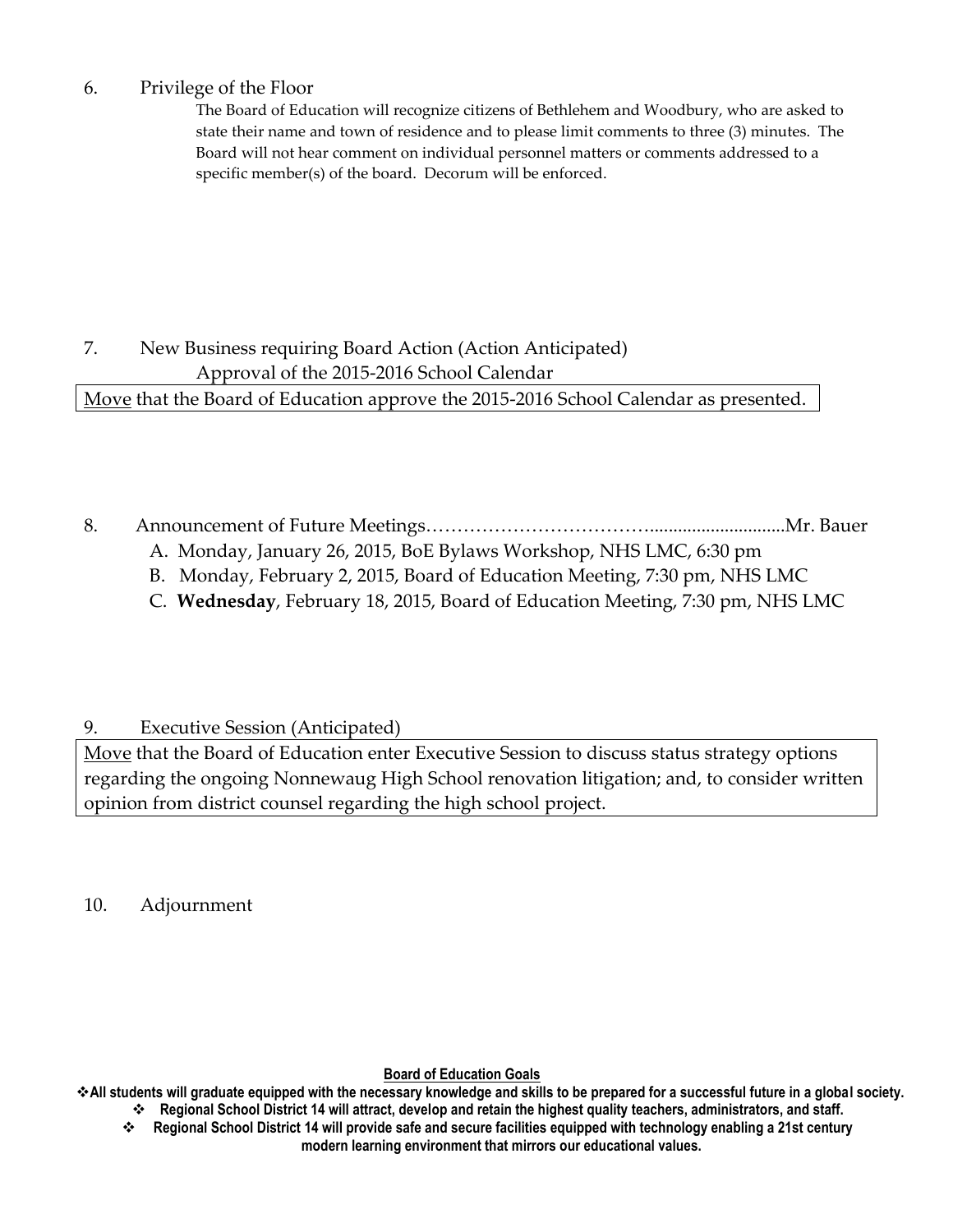6. Privilege of the Floor

The Board of Education will recognize citizens of Bethlehem and Woodbury, who are asked to state their name and town of residence and to please limit comments to three (3) minutes. The Board will not hear comment on individual personnel matters or comments addressed to a specific member(s) of the board. Decorum will be enforced.

7. New Business requiring Board Action (Action Anticipated)

Approval of the 2015-2016 School Calendar

Move that the Board of Education approve the 2015-2016 School Calendar as presented.

8. Announcement of Future Meetings……………………………….............................Mr. Bauer

A. Monday, January 26, 2015, BoE Bylaws Workshop, NHS LMC, 6:30 pm
B. Monday, February 2, 2015, Board of Education Meeting, 7:30 pm, NHS LMC
C. **Wednesday**, February 18, 2015, Board of Education Meeting, 7:30 pm, NHS LMC

9. Executive Session (Anticipated)

Move that the Board of Education enter Executive Session to discuss status strategy options regarding the ongoing Nonnewaug High School renovation litigation; and, to consider written opinion from district counsel regarding the high school project.

10. Adjournment

**Board of Education Goals**

- **All students will graduate equipped with the necessary knowledge and skills to be prepared for a successful future in a global society.**
- **Regional School District 14 will attract, develop and retain the highest quality teachers, administrators, and staff.**
- **Regional School District 14 will provide safe and secure facilities equipped with technology enabling a 21st century modern learning environment that mirrors our educational values.**